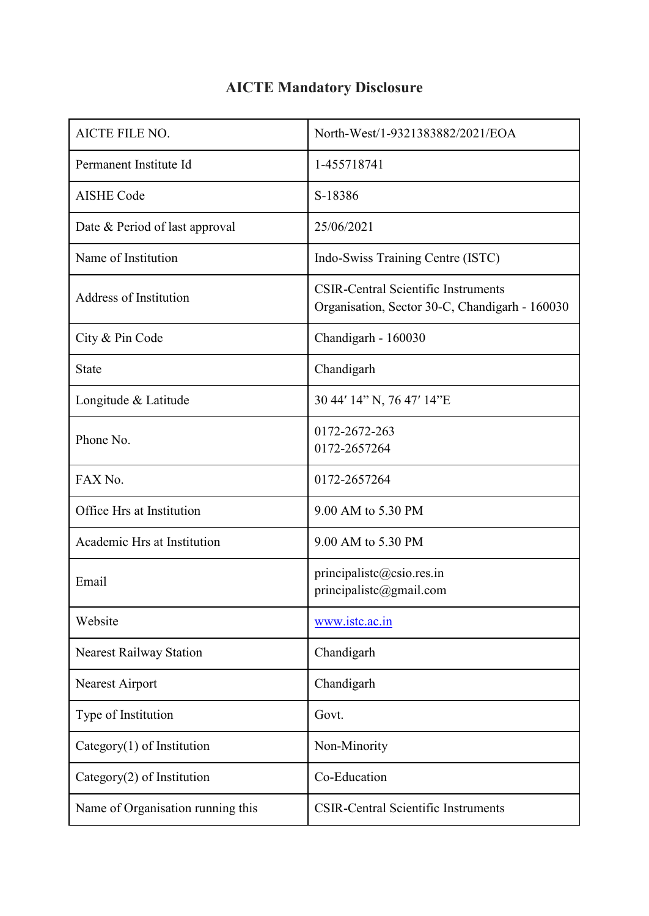# AICTE Mandatory Disclosure

| | |
|---|---|
| AICTE FILE NO. | North-West/1-9321383882/2021/EOA |
| Permanent Institute Id | 1-455718741 |
| AISHE Code | S-18386 |
| Date & Period of last approval | 25/06/2021 |
| Name of Institution | Indo-Swiss Training Centre (ISTC) |
| Address of Institution | CSIR-Central Scientific Instruments Organisation, Sector 30-C, Chandigarh - 160030 |
| City & Pin Code | Chandigarh - 160030 |
| State | Chandigarh |
| Longitude & Latitude | 30 44′ 14” N, 76 47′ 14”E |
| Phone No. | 0172-2672-263<br>0172-2657264 |
| FAX No. | 0172-2657264 |
| Office Hrs at Institution | 9.00 AM to 5.30 PM |
| Academic Hrs at Institution | 9.00 AM to 5.30 PM |
| Email | principalistc@csio.res.in<br>principalistc@gmail.com |
| Website | www.istc.ac.in |
| Nearest Railway Station | Chandigarh |
| Nearest Airport | Chandigarh |
| Type of Institution | Govt. |
| Category(1) of Institution | Non-Minority |
| Category(2) of Institution | Co-Education |
| Name of Organisation running this | CSIR-Central Scientific Instruments |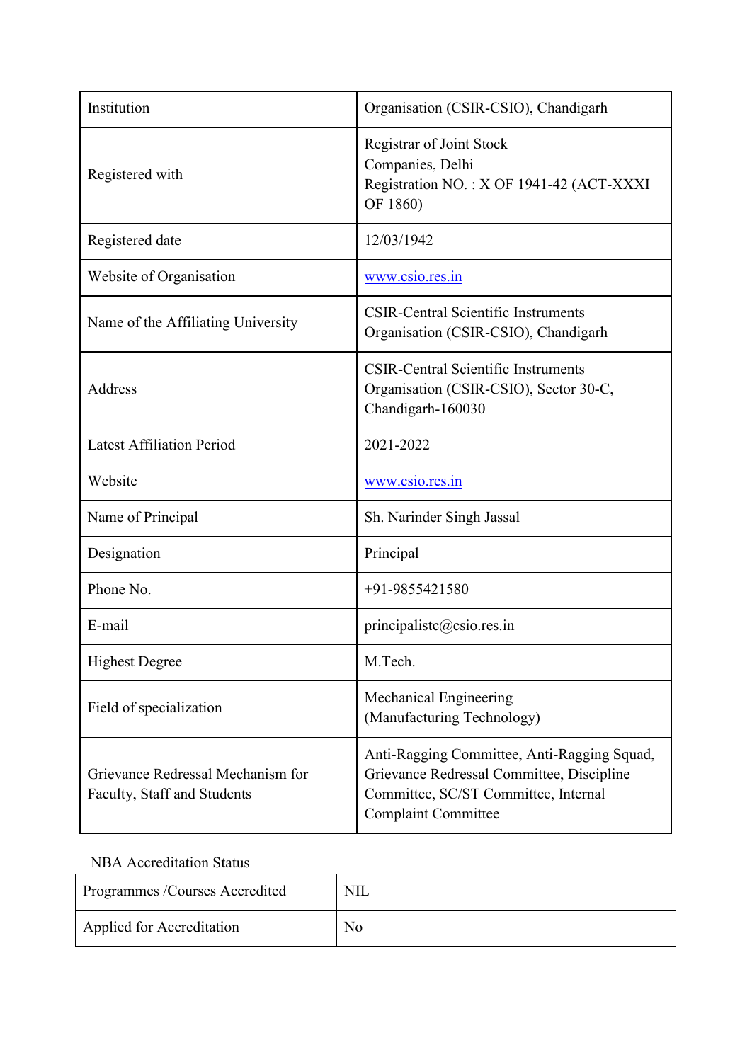| Institution | Organisation (CSIR-CSIO), Chandigarh |
|---|---|
| Registered with | Registrar of Joint Stock Companies, Delhi<br>Registration NO. : X OF 1941-42 (ACT-XXXI OF 1860) |
| Registered date | 12/03/1942 |
| Website of Organisation | [www.csio.res.in](http://www.csio.res.in) |
| Name of the Affiliating University | CSIR-Central Scientific Instruments Organisation (CSIR-CSIO), Chandigarh |
| Address | CSIR-Central Scientific Instruments Organisation (CSIR-CSIO), Sector 30-C, Chandigarh-160030 |
| Latest Affiliation Period | 2021-2022 |
| Website | [www.csio.res.in](http://www.csio.res.in) |
| Name of Principal | Sh. Narinder Singh Jassal |
| Designation | Principal |
| Phone No. | +91-9855421580 |
| E-mail | principalistc@csio.res.in |
| Highest Degree | M.Tech. |
| Field of specialization | Mechanical Engineering (Manufacturing Technology) |
| Grievance Redressal Mechanism for Faculty, Staff and Students | Anti-Ragging Committee, Anti-Ragging Squad, Grievance Redressal Committee, Discipline Committee, SC/ST Committee, Internal Complaint Committee |

NBA Accreditation Status

| Programmes /Courses Accredited | NIL |
|---|---|
| Applied for Accreditation | No |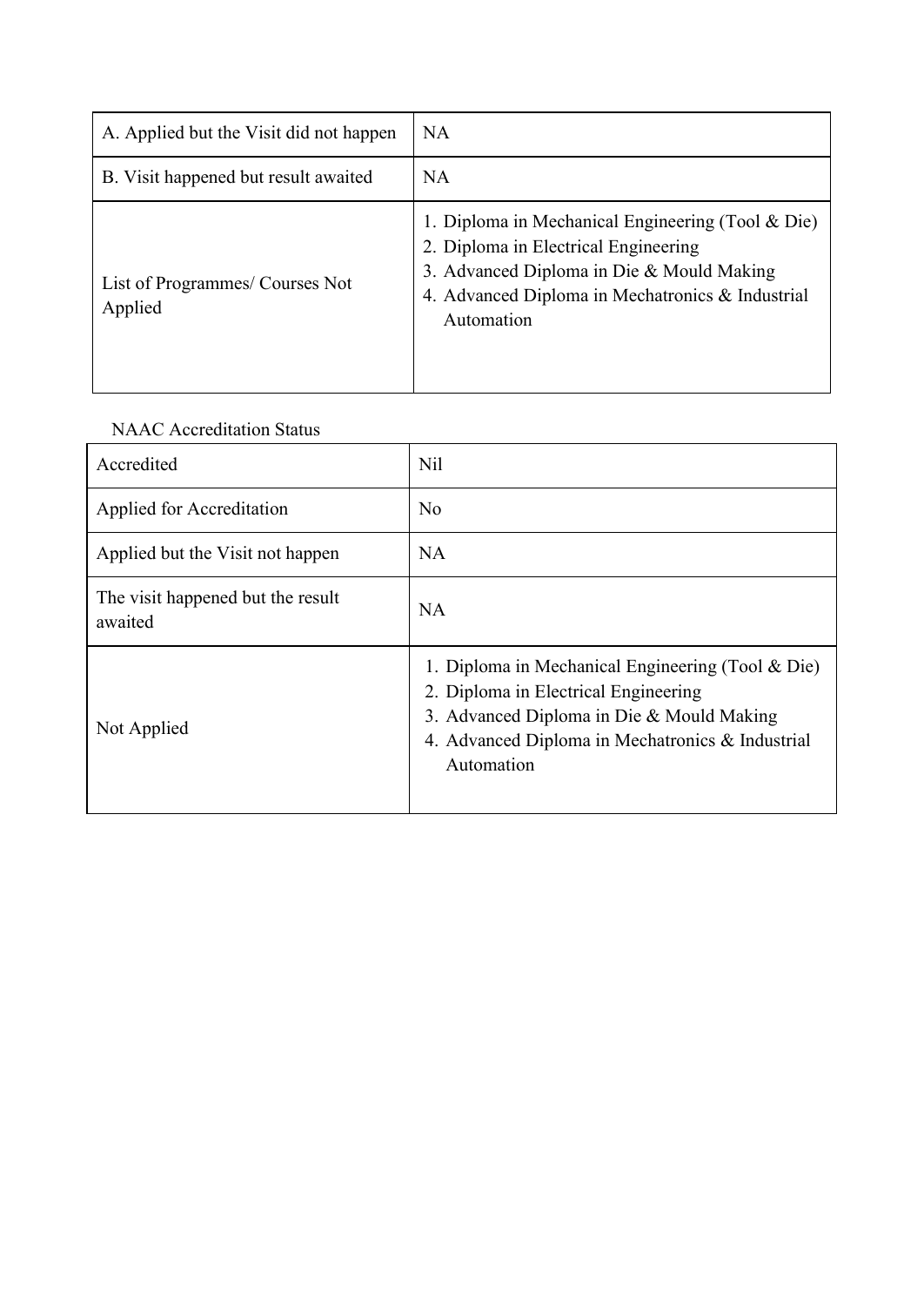| | |
|---|---|
| A. Applied but the Visit did not happen | NA |
| B. Visit happened but result awaited | NA |
| List of Programmes/ Courses Not Applied | 1. Diploma in Mechanical Engineering (Tool & Die)<br>2. Diploma in Electrical Engineering<br>3. Advanced Diploma in Die & Mould Making<br>4. Advanced Diploma in Mechatronics & Industrial Automation |

NAAC Accreditation Status

| | |
|---|---|
| Accredited | Nil |
| Applied for Accreditation | No |
| Applied but the Visit not happen | NA |
| The visit happened but the result awaited | NA |
| Not Applied | 1. Diploma in Mechanical Engineering (Tool & Die)<br>2. Diploma in Electrical Engineering<br>3. Advanced Diploma in Die & Mould Making<br>4. Advanced Diploma in Mechatronics & Industrial Automation |